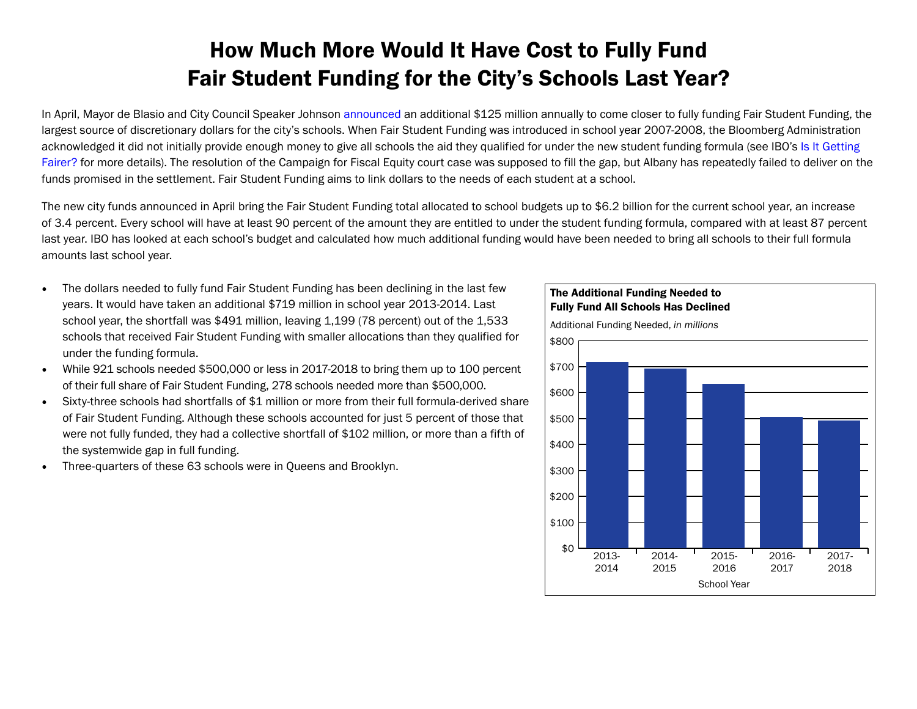# How Much More Would It Have Cost to Fully Fund Fair Student Funding for the City's Schools Last Year?

In April, Mayor de Blasio and City Council Speaker Johnson announced an additional $125 million annually to come closer to fully funding Fair Student Funding, the largest source of discretionary dollars for the city's schools. When Fair Student Funding was introduced in school year 2007-2008, the Bloomberg Administration acknowledged it did not initially provide enough money to give all schools the aid they qualified for under the new student funding formula (see IBO's Is It Getting Fairer? for more details). The resolution of the Campaign for Fiscal Equity court case was supposed to fill the gap, but Albany has repeatedly failed to deliver on the funds promised in the settlement. Fair Student Funding aims to link dollars to the needs of each student at a school.

The new city funds announced in April bring the Fair Student Funding total allocated to school budgets up to $6.2 billion for the current school year, an increase of 3.4 percent. Every school will have at least 90 percent of the amount they are entitled to under the student funding formula, compared with at least 87 percent last year. IBO has looked at each school's budget and calculated how much additional funding would have been needed to bring all schools to their full formula amounts last school year.

- The dollars needed to fully fund Fair Student Funding has been declining in the last few years. It would have taken an additional $719 million in school year 2013-2014. Last school year, the shortfall was $491 million, leaving 1,199 (78 percent) out of the 1,533 schools that received Fair Student Funding with smaller allocations than they qualified for under the funding formula.
- While 921 schools needed $500,000 or less in 2017-2018 to bring them up to 100 percent of their full share of Fair Student Funding, 278 schools needed more than $500,000.
- Sixty-three schools had shortfalls of $1 million or more from their full formula-derived share of Fair Student Funding. Although these schools accounted for just 5 percent of those that were not fully funded, they had a collective shortfall of $102 million, or more than a fifth of the systemwide gap in full funding.
- Three-quarters of these 63 schools were in Queens and Brooklyn.

**The Additional Funding Needed to Fully Fund All Schools Has Declined**

Additional Funding Needed, *in millions*

| School Year | Additional Funding Needed (approx.) |
|---|---|
| 2013-2014 | $719 |
| 2014-2015 | ~$692 |
| 2015-2016 | ~$632 |
| 2016-2017 | ~$505 |
| 2017-2018 | $491 |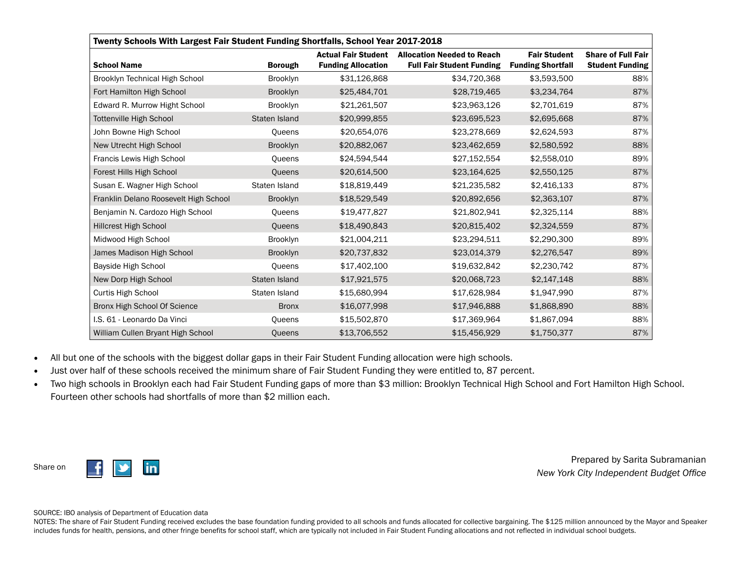| Twenty Schools With Largest Fair Student Funding Shortfalls, School Year 2017-2018 | | | | | |
|---|---|---|---|---|---|
| **School Name** | **Borough** | **Actual Fair Student Funding Allocation** | **Allocation Needed to Reach Full Fair Student Funding** | **Fair Student Funding Shortfall** | **Share of Full Fair Student Funding** |
| Brooklyn Technical High School | Brooklyn | $31,126,868 | $34,720,368 | $3,593,500 | 88% |
| Fort Hamilton High School | Brooklyn | $25,484,701 | $28,719,465 | $3,234,764 | 87% |
| Edward R. Murrow Hight School | Brooklyn | $21,261,507 | $23,963,126 | $2,701,619 | 87% |
| Tottenville High School | Staten Island | $20,999,855 | $23,695,523 | $2,695,668 | 87% |
| John Bowne High School | Queens | $20,654,076 | $23,278,669 | $2,624,593 | 87% |
| New Utrecht High School | Brooklyn | $20,882,067 | $23,462,659 | $2,580,592 | 88% |
| Francis Lewis High School | Queens | $24,594,544 | $27,152,554 | $2,558,010 | 89% |
| Forest Hills High School | Queens | $20,614,500 | $23,164,625 | $2,550,125 | 87% |
| Susan E. Wagner High School | Staten Island | $18,819,449 | $21,235,582 | $2,416,133 | 87% |
| Franklin Delano Roosevelt High School | Brooklyn | $18,529,549 | $20,892,656 | $2,363,107 | 87% |
| Benjamin N. Cardozo High School | Queens | $19,477,827 | $21,802,941 | $2,325,114 | 88% |
| Hillcrest High School | Queens | $18,490,843 | $20,815,402 | $2,324,559 | 87% |
| Midwood High School | Brooklyn | $21,004,211 | $23,294,511 | $2,290,300 | 89% |
| James Madison High School | Brooklyn | $20,737,832 | $23,014,379 | $2,276,547 | 89% |
| Bayside High School | Queens | $17,402,100 | $19,632,842 | $2,230,742 | 87% |
| New Dorp High School | Staten Island | $17,921,575 | $20,068,723 | $2,147,148 | 88% |
| Curtis High School | Staten Island | $15,680,994 | $17,628,984 | $1,947,990 | 87% |
| Bronx High School Of Science | Bronx | $16,077,998 | $17,946,888 | $1,868,890 | 88% |
| I.S. 61 - Leonardo Da Vinci | Queens | $15,502,870 | $17,369,964 | $1,867,094 | 88% |
| William Cullen Bryant High School | Queens | $13,706,552 | $15,456,929 | $1,750,377 | 87% |

- All but one of the schools with the biggest dollar gaps in their Fair Student Funding allocation were high schools.
- Just over half of these schools received the minimum share of Fair Student Funding they were entitled to, 87 percent.
- Two high schools in Brooklyn each had Fair Student Funding gaps of more than $3 million: Brooklyn Technical High School and Fort Hamilton High School. Fourteen other schools had shortfalls of more than $2 million each.

Share on

Prepared by Sarita Subramanian
*New York City Independent Budget Office*

SOURCE: IBO analysis of Department of Education data
NOTES: The share of Fair Student Funding received excludes the base foundation funding provided to all schools and funds allocated for collective bargaining. The $125 million announced by the Mayor and Speaker includes funds for health, pensions, and other fringe benefits for school staff, which are typically not included in Fair Student Funding allocations and not reflected in individual school budgets.